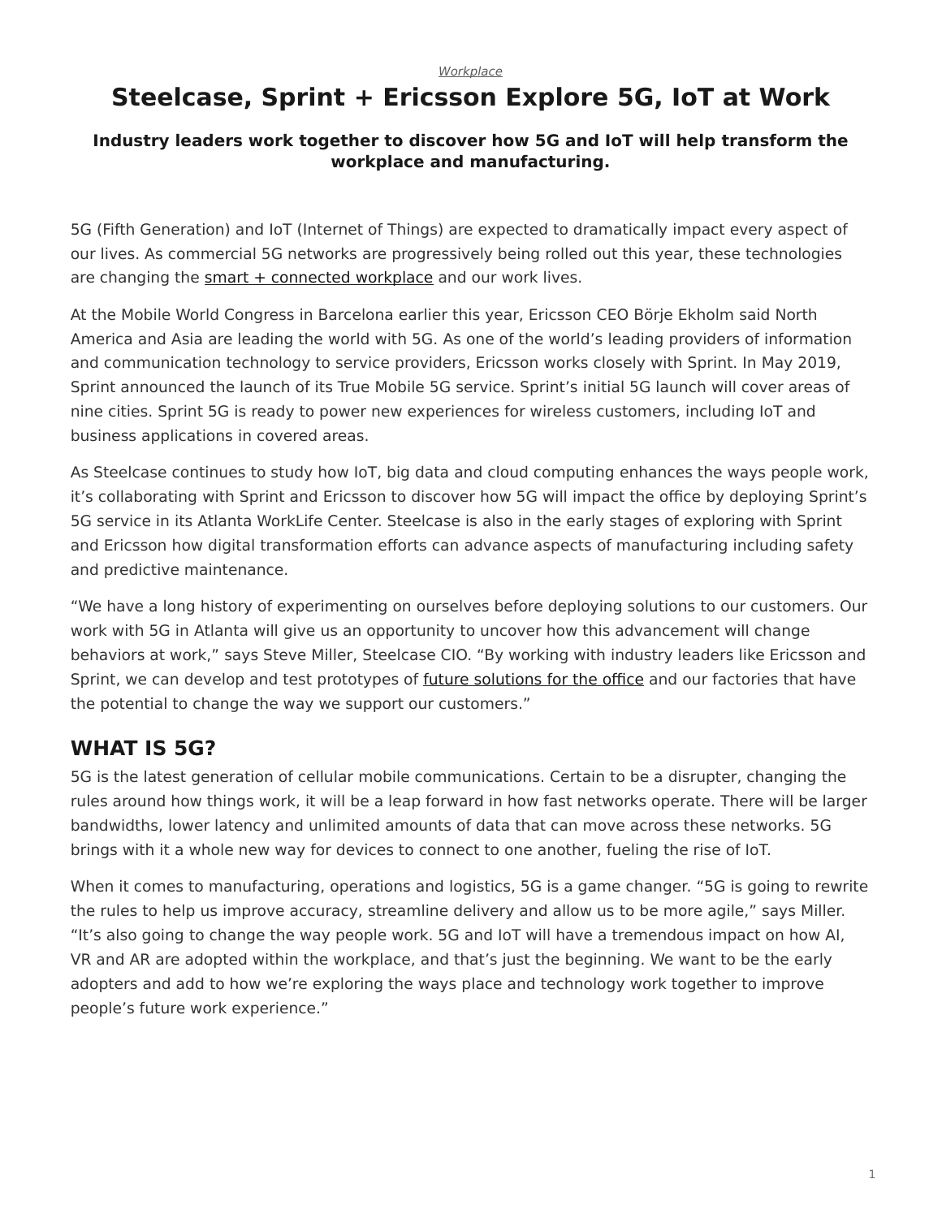*Workplace*

# Steelcase, Sprint + Ericsson Explore 5G, IoT at Work

### Industry leaders work together to discover how 5G and IoT will help transform the workplace and manufacturing.

5G (Fifth Generation) and IoT (Internet of Things) are expected to dramatically impact every aspect of our lives. As commercial 5G networks are progressively being rolled out this year, these technologies are changing the smart + connected workplace and our work lives.

At the Mobile World Congress in Barcelona earlier this year, Ericsson CEO Börje Ekholm said North America and Asia are leading the world with 5G. As one of the world's leading providers of information and communication technology to service providers, Ericsson works closely with Sprint. In May 2019, Sprint announced the launch of its True Mobile 5G service. Sprint's initial 5G launch will cover areas of nine cities. Sprint 5G is ready to power new experiences for wireless customers, including IoT and business applications in covered areas.

As Steelcase continues to study how IoT, big data and cloud computing enhances the ways people work, it's collaborating with Sprint and Ericsson to discover how 5G will impact the office by deploying Sprint's 5G service in its Atlanta WorkLife Center. Steelcase is also in the early stages of exploring with Sprint and Ericsson how digital transformation efforts can advance aspects of manufacturing including safety and predictive maintenance.

"We have a long history of experimenting on ourselves before deploying solutions to our customers. Our work with 5G in Atlanta will give us an opportunity to uncover how this advancement will change behaviors at work," says Steve Miller, Steelcase CIO. "By working with industry leaders like Ericsson and Sprint, we can develop and test prototypes of future solutions for the office and our factories that have the potential to change the way we support our customers."

## WHAT IS 5G?

5G is the latest generation of cellular mobile communications. Certain to be a disrupter, changing the rules around how things work, it will be a leap forward in how fast networks operate. There will be larger bandwidths, lower latency and unlimited amounts of data that can move across these networks. 5G brings with it a whole new way for devices to connect to one another, fueling the rise of IoT.

When it comes to manufacturing, operations and logistics, 5G is a game changer. "5G is going to rewrite the rules to help us improve accuracy, streamline delivery and allow us to be more agile," says Miller. "It's also going to change the way people work. 5G and IoT will have a tremendous impact on how AI, VR and AR are adopted within the workplace, and that's just the beginning. We want to be the early adopters and add to how we're exploring the ways place and technology work together to improve people's future work experience."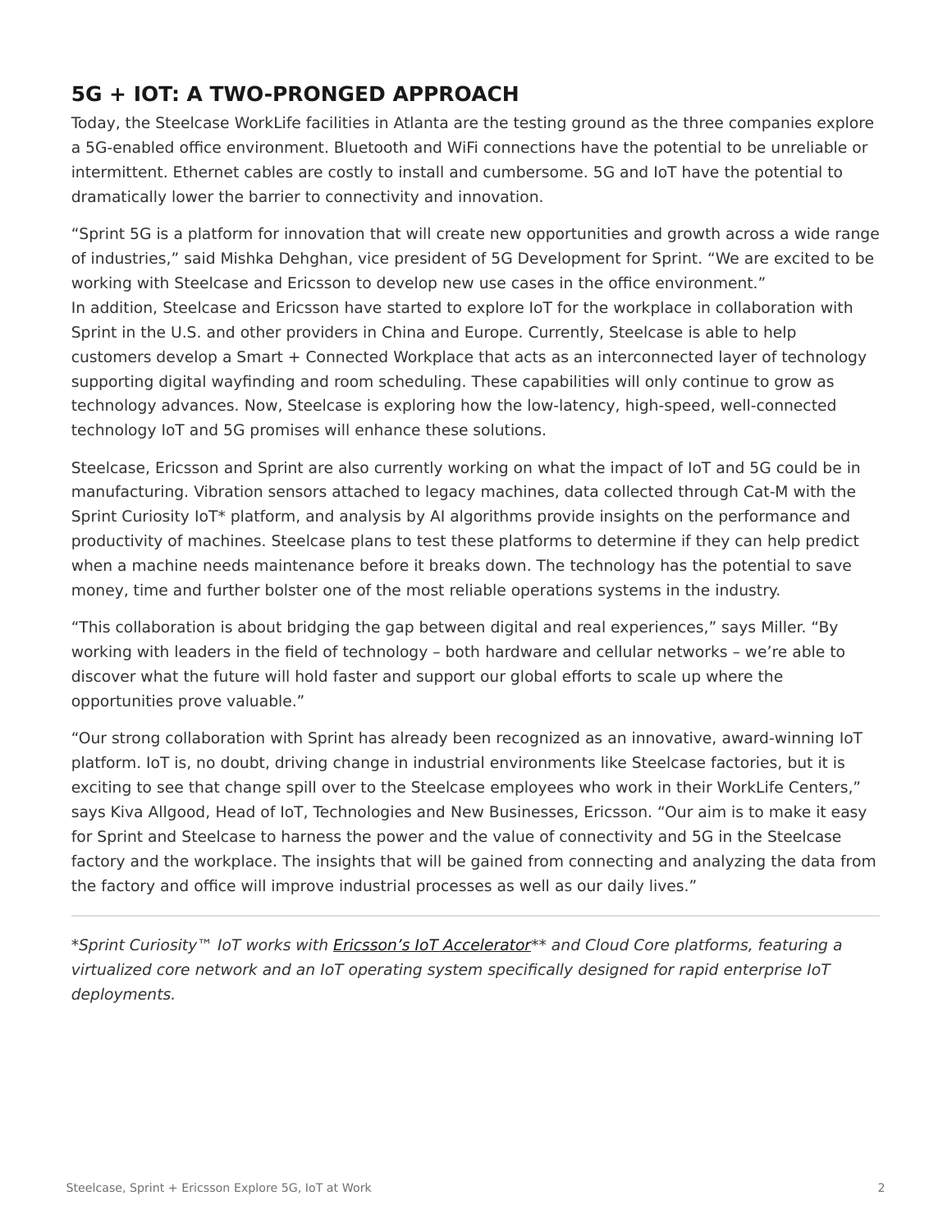## 5G + IOT: A TWO-PRONGED APPROACH

Today, the Steelcase WorkLife facilities in Atlanta are the testing ground as the three companies explore a 5G-enabled office environment. Bluetooth and WiFi connections have the potential to be unreliable or intermittent. Ethernet cables are costly to install and cumbersome. 5G and IoT have the potential to dramatically lower the barrier to connectivity and innovation.

“Sprint 5G is a platform for innovation that will create new opportunities and growth across a wide range of industries,” said Mishka Dehghan, vice president of 5G Development for Sprint. “We are excited to be working with Steelcase and Ericsson to develop new use cases in the office environment.”
In addition, Steelcase and Ericsson have started to explore IoT for the workplace in collaboration with Sprint in the U.S. and other providers in China and Europe. Currently, Steelcase is able to help customers develop a Smart + Connected Workplace that acts as an interconnected layer of technology supporting digital wayfinding and room scheduling. These capabilities will only continue to grow as technology advances. Now, Steelcase is exploring how the low-latency, high-speed, well-connected technology IoT and 5G promises will enhance these solutions.

Steelcase, Ericsson and Sprint are also currently working on what the impact of IoT and 5G could be in manufacturing. Vibration sensors attached to legacy machines, data collected through Cat-M with the Sprint Curiosity IoT* platform, and analysis by AI algorithms provide insights on the performance and productivity of machines. Steelcase plans to test these platforms to determine if they can help predict when a machine needs maintenance before it breaks down. The technology has the potential to save money, time and further bolster one of the most reliable operations systems in the industry.

“This collaboration is about bridging the gap between digital and real experiences,” says Miller. “By working with leaders in the field of technology – both hardware and cellular networks – we’re able to discover what the future will hold faster and support our global efforts to scale up where the opportunities prove valuable.”

“Our strong collaboration with Sprint has already been recognized as an innovative, award-winning IoT platform. IoT is, no doubt, driving change in industrial environments like Steelcase factories, but it is exciting to see that change spill over to the Steelcase employees who work in their WorkLife Centers,” says Kiva Allgood, Head of IoT, Technologies and New Businesses, Ericsson. “Our aim is to make it easy for Sprint and Steelcase to harness the power and the value of connectivity and 5G in the Steelcase factory and the workplace. The insights that will be gained from connecting and analyzing the data from the factory and office will improve industrial processes as well as our daily lives.”

---

*\*Sprint Curiosity™ IoT works with Ericsson’s IoT Accelerator\*\* and Cloud Core platforms, featuring a virtualized core network and an IoT operating system specifically designed for rapid enterprise IoT deployments.*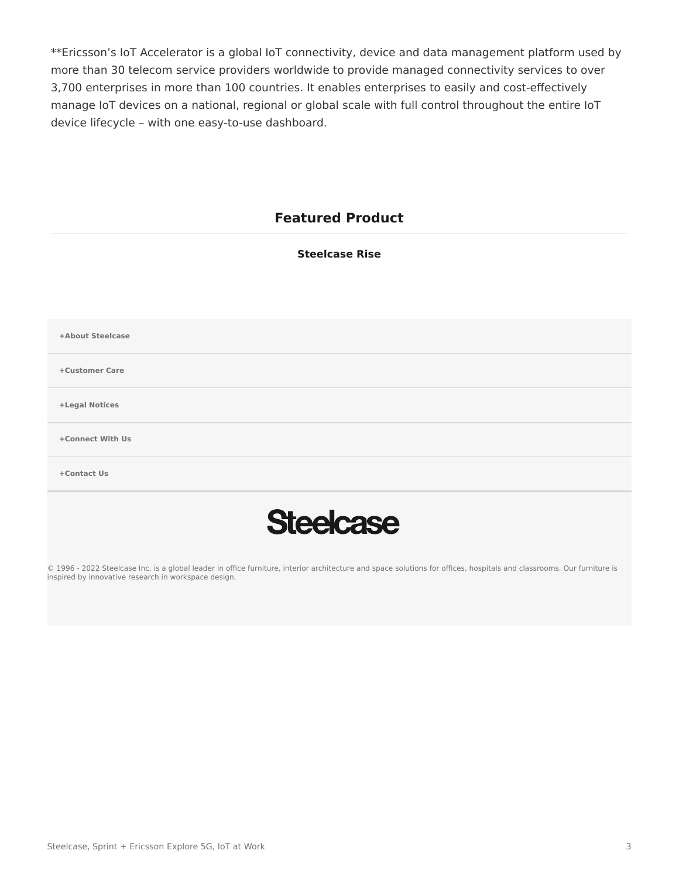**Ericsson’s IoT Accelerator is a global IoT connectivity, device and data management platform used by more than 30 telecom service providers worldwide to provide managed connectivity services to over 3,700 enterprises in more than 100 countries. It enables enterprises to easily and cost-effectively manage IoT devices on a national, regional or global scale with full control throughout the entire IoT device lifecycle – with one easy-to-use dashboard.

## Featured Product

**Steelcase Rise**

**+About Steelcase**

**+Customer Care**

**+Legal Notices**

**+Connect With Us**

**+Contact Us**

Steelcase

© 1996 - 2022 Steelcase Inc. is a global leader in office furniture, interior architecture and space solutions for offices, hospitals and classrooms. Our furniture is inspired by innovative research in workspace design.